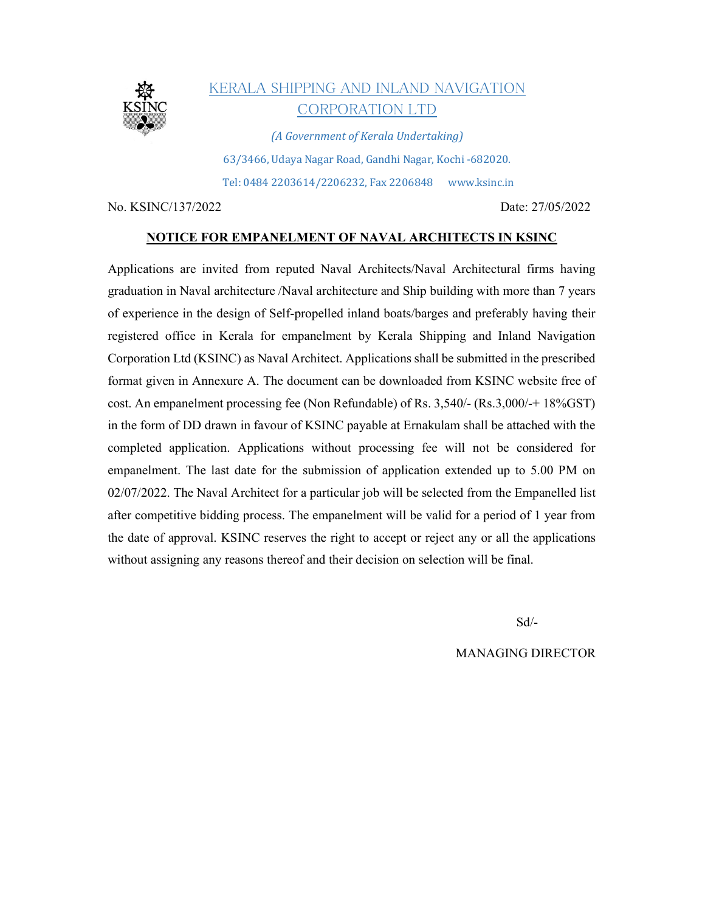# KERALA SHIPPING AND INLAND NAVIGATION CORPORATION LTD

*(A Government of Kerala Undertaking)*

63/3466, Udaya Nagar Road, Gandhi Nagar, Kochi -682020.

Tel: 0484 2203614/2206232, Fax 2206848 www.ksinc.in

No. KSINC/137/2022 Date: 27/05/2022

**NOTICE FOR EMPANELMENT OF NAVAL ARCHITECTS IN KSINC**

Applications are invited from reputed Naval Architects/Naval Architectural firms having graduation in Naval architecture /Naval architecture and Ship building with more than 7 years of experience in the design of Self-propelled inland boats/barges and preferably having their registered office in Kerala for empanelment by Kerala Shipping and Inland Navigation Corporation Ltd (KSINC) as Naval Architect. Applications shall be submitted in the prescribed format given in Annexure A. The document can be downloaded from KSINC website free of cost. An empanelment processing fee (Non Refundable) of Rs. 3,540/- (Rs.3,000/-+ 18%GST) in the form of DD drawn in favour of KSINC payable at Ernakulam shall be attached with the completed application. Applications without processing fee will not be considered for empanelment. The last date for the submission of application extended up to 5.00 PM on 02/07/2022. The Naval Architect for a particular job will be selected from the Empanelled list after competitive bidding process. The empanelment will be valid for a period of 1 year from the date of approval. KSINC reserves the right to accept or reject any or all the applications without assigning any reasons thereof and their decision on selection will be final.

Sd/-

MANAGING DIRECTOR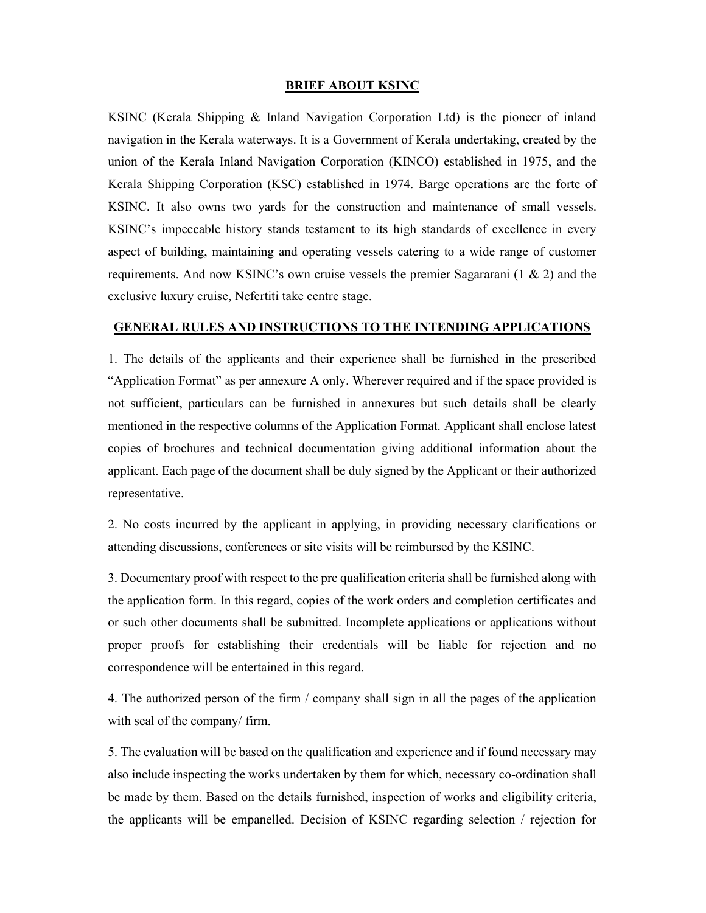## BRIEF ABOUT KSINC

KSINC (Kerala Shipping & Inland Navigation Corporation Ltd) is the pioneer of inland navigation in the Kerala waterways. It is a Government of Kerala undertaking, created by the union of the Kerala Inland Navigation Corporation (KINCO) established in 1975, and the Kerala Shipping Corporation (KSC) established in 1974. Barge operations are the forte of KSINC. It also owns two yards for the construction and maintenance of small vessels. KSINC's impeccable history stands testament to its high standards of excellence in every aspect of building, maintaining and operating vessels catering to a wide range of customer requirements. And now KSINC's own cruise vessels the premier Sagararani (1 & 2) and the exclusive luxury cruise, Nefertiti take centre stage.

## GENERAL RULES AND INSTRUCTIONS TO THE INTENDING APPLICATIONS

1. The details of the applicants and their experience shall be furnished in the prescribed "Application Format" as per annexure A only. Wherever required and if the space provided is not sufficient, particulars can be furnished in annexures but such details shall be clearly mentioned in the respective columns of the Application Format. Applicant shall enclose latest copies of brochures and technical documentation giving additional information about the applicant. Each page of the document shall be duly signed by the Applicant or their authorized representative.

2. No costs incurred by the applicant in applying, in providing necessary clarifications or attending discussions, conferences or site visits will be reimbursed by the KSINC.

3. Documentary proof with respect to the pre qualification criteria shall be furnished along with the application form. In this regard, copies of the work orders and completion certificates and or such other documents shall be submitted. Incomplete applications or applications without proper proofs for establishing their credentials will be liable for rejection and no correspondence will be entertained in this regard.

4. The authorized person of the firm / company shall sign in all the pages of the application with seal of the company/ firm.

5. The evaluation will be based on the qualification and experience and if found necessary may also include inspecting the works undertaken by them for which, necessary co-ordination shall be made by them. Based on the details furnished, inspection of works and eligibility criteria, the applicants will be empanelled. Decision of KSINC regarding selection / rejection for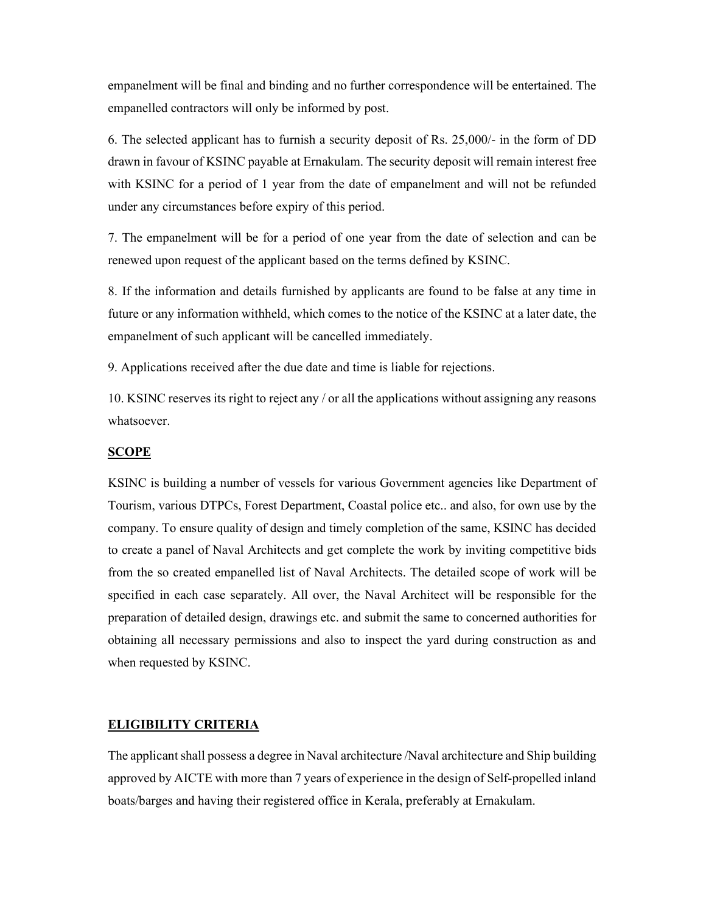empanelment will be final and binding and no further correspondence will be entertained. The empanelled contractors will only be informed by post.

6. The selected applicant has to furnish a security deposit of Rs. 25,000/- in the form of DD drawn in favour of KSINC payable at Ernakulam. The security deposit will remain interest free with KSINC for a period of 1 year from the date of empanelment and will not be refunded under any circumstances before expiry of this period.

7. The empanelment will be for a period of one year from the date of selection and can be renewed upon request of the applicant based on the terms defined by KSINC.

8. If the information and details furnished by applicants are found to be false at any time in future or any information withheld, which comes to the notice of the KSINC at a later date, the empanelment of such applicant will be cancelled immediately.

9. Applications received after the due date and time is liable for rejections.

10. KSINC reserves its right to reject any / or all the applications without assigning any reasons whatsoever.

## SCOPE

KSINC is building a number of vessels for various Government agencies like Department of Tourism, various DTPCs, Forest Department, Coastal police etc.. and also, for own use by the company. To ensure quality of design and timely completion of the same, KSINC has decided to create a panel of Naval Architects and get complete the work by inviting competitive bids from the so created empanelled list of Naval Architects. The detailed scope of work will be specified in each case separately. All over, the Naval Architect will be responsible for the preparation of detailed design, drawings etc. and submit the same to concerned authorities for obtaining all necessary permissions and also to inspect the yard during construction as and when requested by KSINC.

## ELIGIBILITY CRITERIA

The applicant shall possess a degree in Naval architecture /Naval architecture and Ship building approved by AICTE with more than 7 years of experience in the design of Self-propelled inland boats/barges and having their registered office in Kerala, preferably at Ernakulam.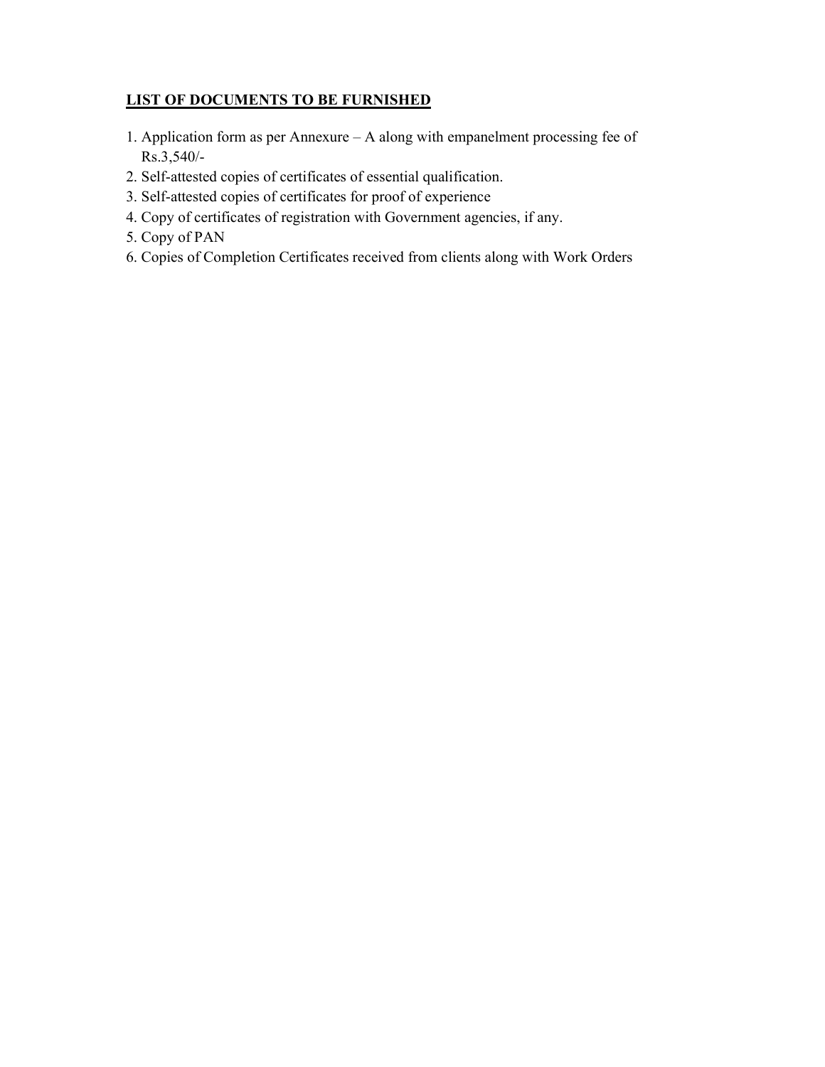**<u>LIST OF DOCUMENTS TO BE FURNISHED</u>**

1. Application form as per Annexure – A along with empanelment processing fee of Rs.3,540/-
2. Self-attested copies of certificates of essential qualification.
3. Self-attested copies of certificates for proof of experience
4. Copy of certificates of registration with Government agencies, if any.
5. Copy of PAN
6. Copies of Completion Certificates received from clients along with Work Orders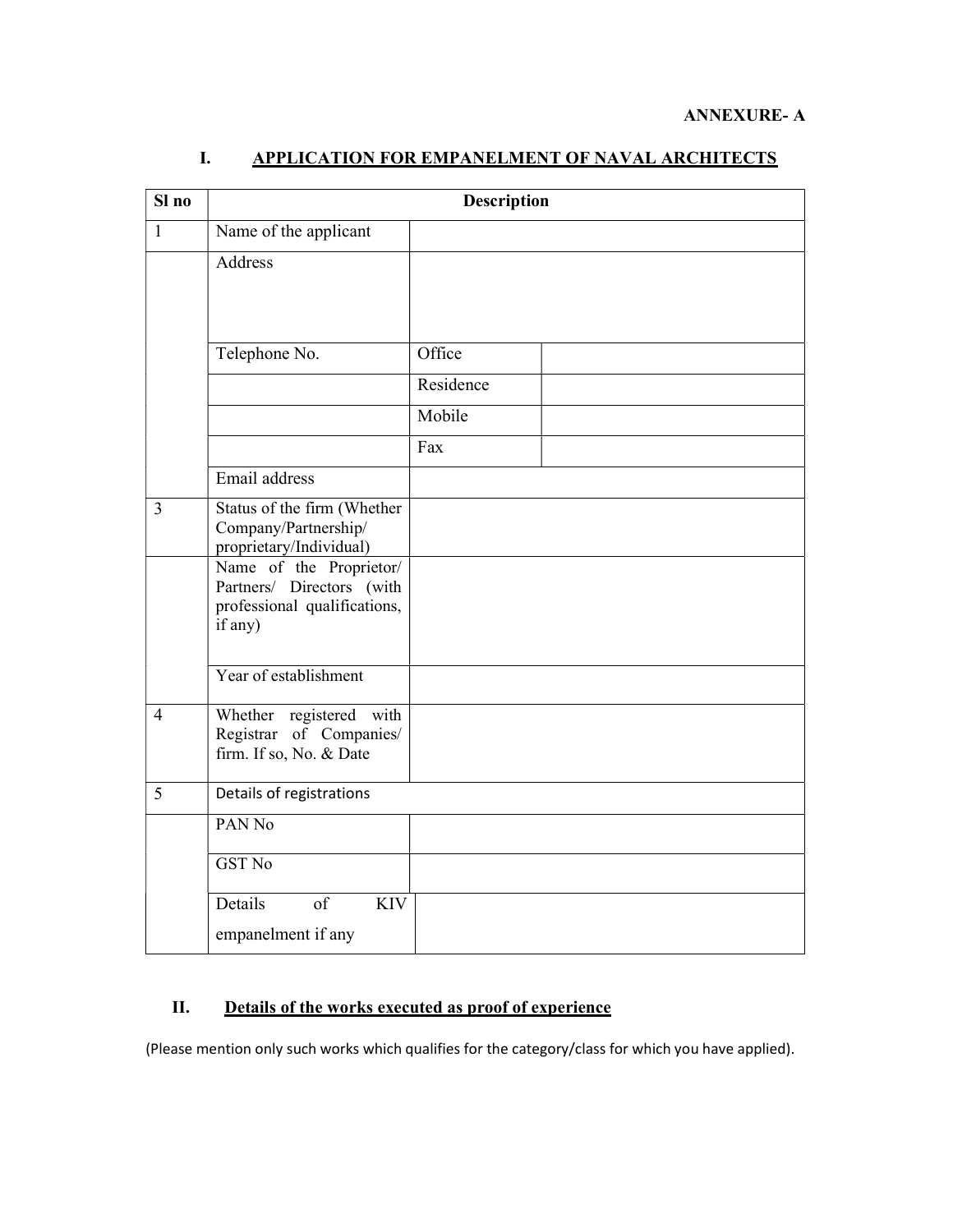**ANNEXURE- A**

## I. APPLICATION FOR EMPANELMENT OF NAVAL ARCHITECTS

| Sl no | Description | | |
|---|---|---|---|
| 1 | Name of the applicant | | |
| | Address | | |
| | Telephone No. | Office | |
| | | Residence | |
| | | Mobile | |
| | | Fax | |
| | Email address | | |
| 3 | Status of the firm (Whether Company/Partnership/ proprietary/Individual) | | |
| | Name of the Proprietor/ Partners/ Directors (with professional qualifications, if any) | | |
| | Year of establishment | | |
| 4 | Whether registered with Registrar of Companies/ firm. If so, No. & Date | | |
| 5 | Details of registrations | | |
| | PAN No | | |
| | GST No | | |
| | Details of KIV empanelment if any | | |

## II. Details of the works executed as proof of experience

(Please mention only such works which qualifies for the category/class for which you have applied).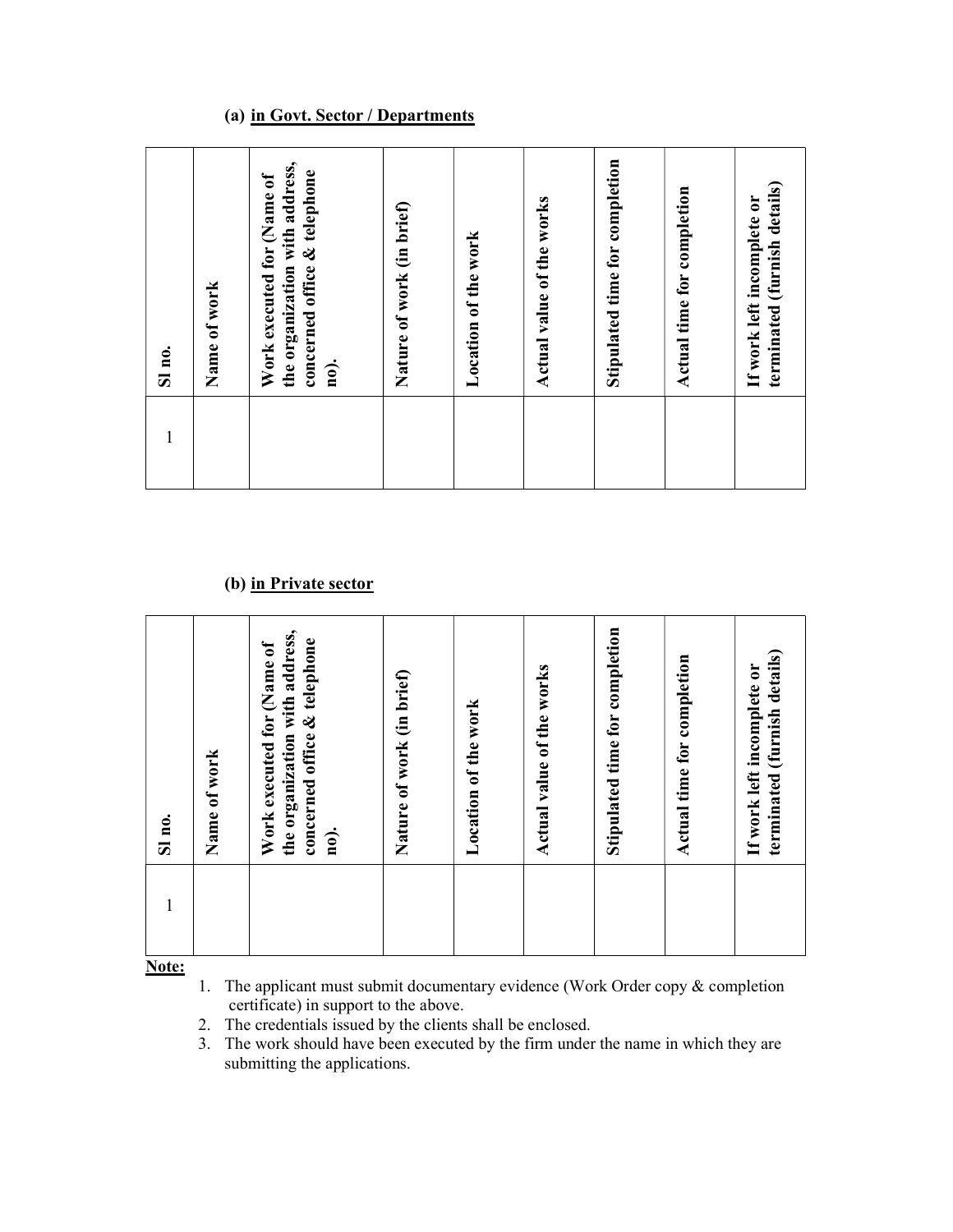**(a) in Govt. Sector / Departments**

| Sl no. | Name of work | Work executed for (Name of the organization with address, concerned office & telephone no). | Nature of work (in brief) | Location of the work | Actual value of the works | Stipulated time for completion | Actual time for completion | If work left incomplete or terminated (furnish details) |
|---|---|---|---|---|---|---|---|---|
| 1 | | | | | | | | |

**(b) in Private sector**

| Sl no. | Name of work | Work executed for (Name of the organization with address, concerned office & telephone no). | Nature of work (in brief) | Location of the work | Actual value of the works | Stipulated time for completion | Actual time for completion | If work left incomplete or terminated (furnish details) |
|---|---|---|---|---|---|---|---|---|
| 1 | | | | | | | | |

**Note:**

1. The applicant must submit documentary evidence (Work Order copy & completion certificate) in support to the above.
2. The credentials issued by the clients shall be enclosed.
3. The work should have been executed by the firm under the name in which they are submitting the applications.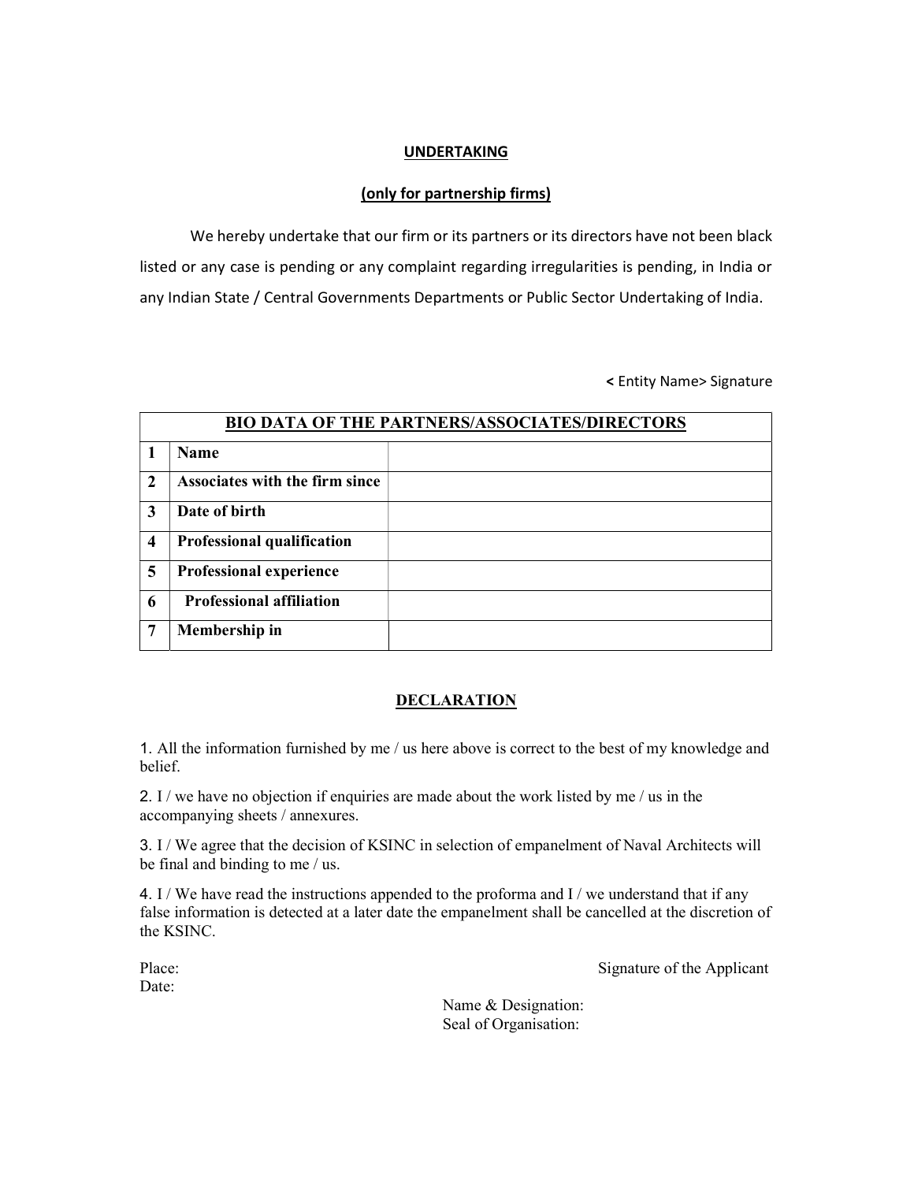## UNDERTAKING

## (only for partnership firms)

We hereby undertake that our firm or its partners or its directors have not been black listed or any case is pending or any complaint regarding irregularities is pending, in India or any Indian State / Central Governments Departments or Public Sector Undertaking of India.

< Entity Name> Signature

| BIO DATA OF THE PARTNERS/ASSOCIATES/DIRECTORS | | |
|---|---|---|
| 1 | **Name** | |
| 2 | **Associates with the firm since** | |
| 3 | **Date of birth** | |
| 4 | **Professional qualification** | |
| 5 | **Professional experience** | |
| 6 | **Professional affiliation** | |
| 7 | **Membership in** | |

## DECLARATION

1. All the information furnished by me / us here above is correct to the best of my knowledge and belief.

2. I / we have no objection if enquiries are made about the work listed by me / us in the accompanying sheets / annexures.

3. I / We agree that the decision of KSINC in selection of empanelment of Naval Architects will be final and binding to me / us.

4. I / We have read the instructions appended to the proforma and I / we understand that if any false information is detected at a later date the empanelment shall be cancelled at the discretion of the KSINC.

Place:

Date:

Signature of the Applicant

Name & Designation:

Seal of Organisation: